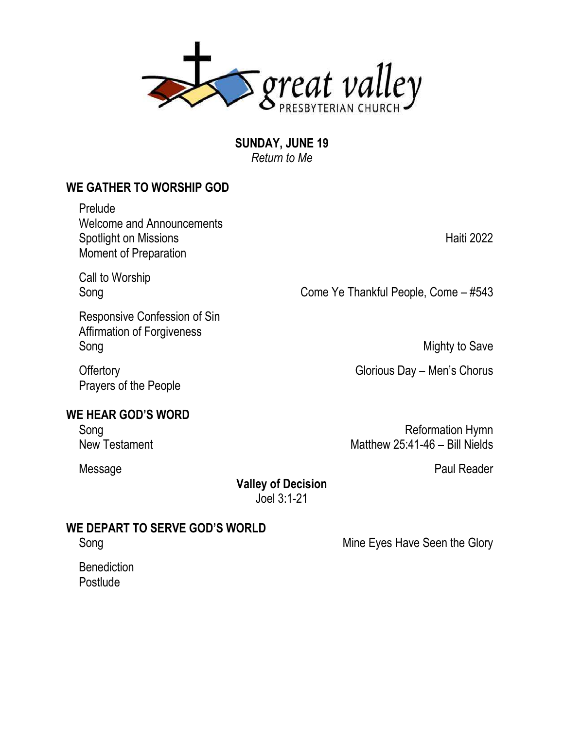great valley PRESBYTERIAN CHURCH

**SUNDAY, JUNE 19**
*Return to Me*

## WE GATHER TO WORSHIP GOD

Prelude
Welcome and Announcements
Spotlight on Missions — Haiti 2022
Moment of Preparation

Call to Worship
Song — Come Ye Thankful People, Come – #543

Responsive Confession of Sin
Affirmation of Forgiveness
Song — Mighty to Save

Offertory — Glorious Day – Men's Chorus
Prayers of the People

## WE HEAR GOD'S WORD

Song — Reformation Hymn
New Testament — Matthew 25:41-46 – Bill Nields

Message — Paul Reader

**Valley of Decision**
Joel 3:1-21

## WE DEPART TO SERVE GOD'S WORLD

Song — Mine Eyes Have Seen the Glory

Benediction
Postlude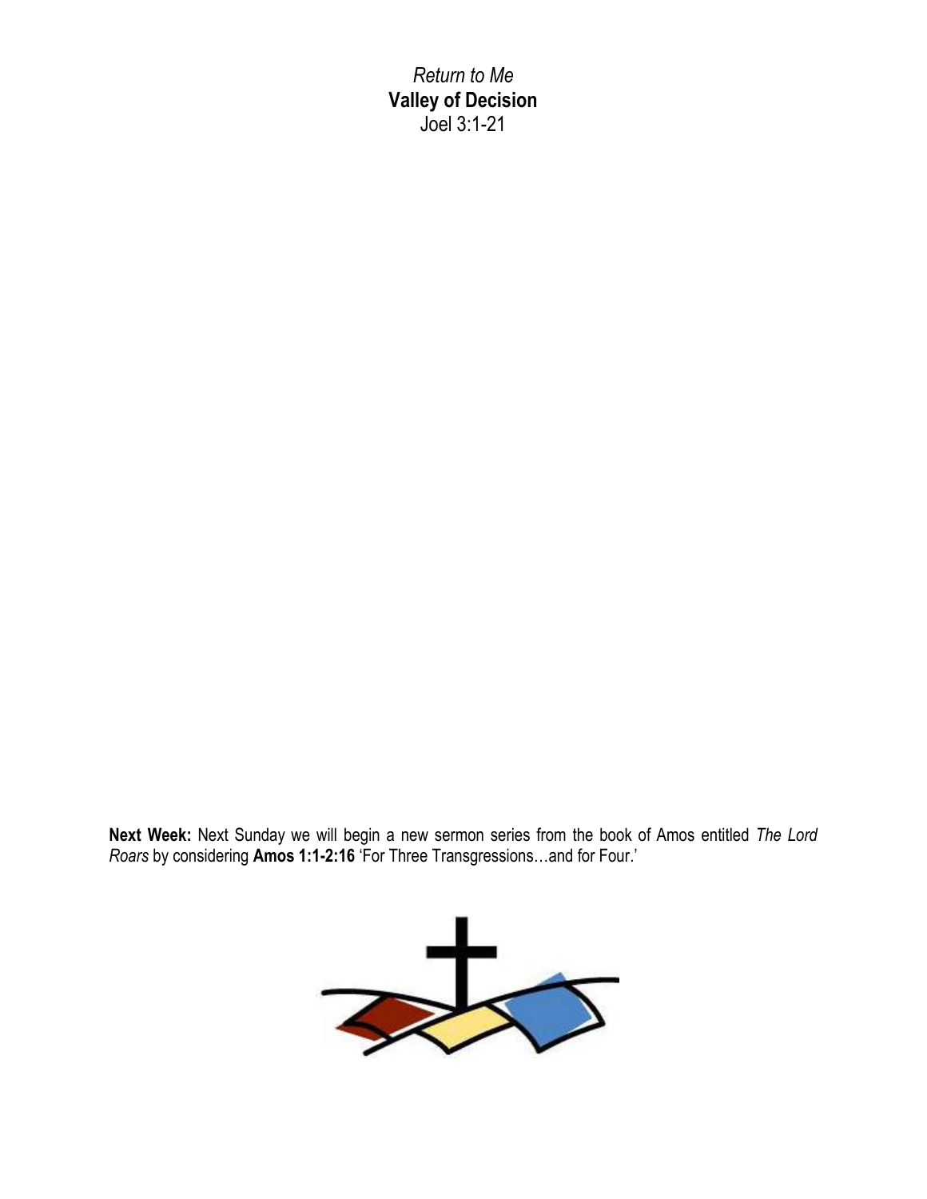*Return to Me*

**Valley of Decision**

Joel 3:1-21

**Next Week:** Next Sunday we will begin a new sermon series from the book of Amos entitled *The Lord Roars* by considering **Amos 1:1-2:16** 'For Three Transgressions…and for Four.'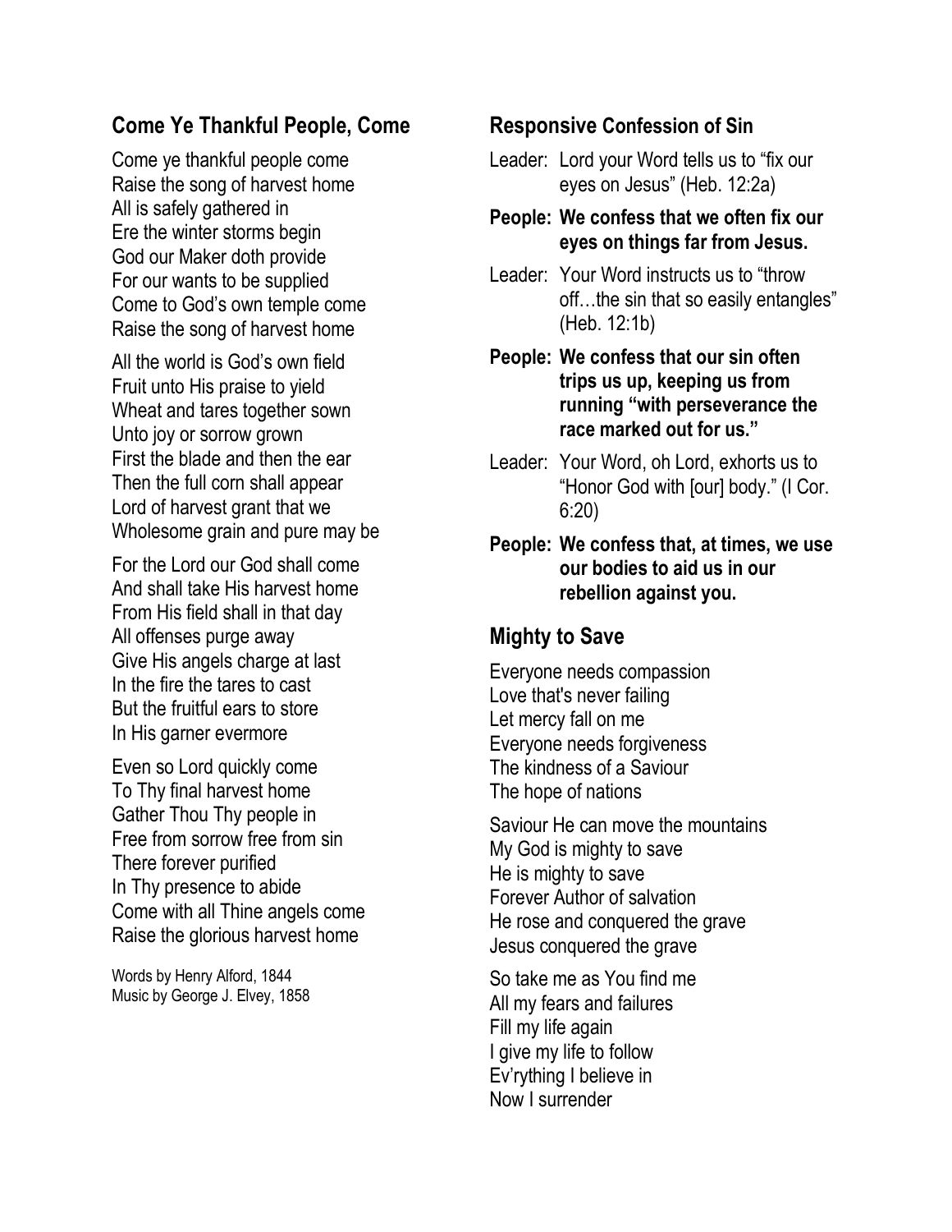## Come Ye Thankful People, Come

Come ye thankful people come
Raise the song of harvest home
All is safely gathered in
Ere the winter storms begin
God our Maker doth provide
For our wants to be supplied
Come to God's own temple come
Raise the song of harvest home

All the world is God's own field
Fruit unto His praise to yield
Wheat and tares together sown
Unto joy or sorrow grown
First the blade and then the ear
Then the full corn shall appear
Lord of harvest grant that we
Wholesome grain and pure may be

For the Lord our God shall come
And shall take His harvest home
From His field shall in that day
All offenses purge away
Give His angels charge at last
In the fire the tares to cast
But the fruitful ears to store
In His garner evermore

Even so Lord quickly come
To Thy final harvest home
Gather Thou Thy people in
Free from sorrow free from sin
There forever purified
In Thy presence to abide
Come with all Thine angels come
Raise the glorious harvest home

Words by Henry Alford, 1844
Music by George J. Elvey, 1858

## Responsive Confession of Sin

Leader: Lord your Word tells us to "fix our eyes on Jesus" (Heb. 12:2a)

**People: We confess that we often fix our eyes on things far from Jesus.**

Leader: Your Word instructs us to "throw off…the sin that so easily entangles" (Heb. 12:1b)

**People: We confess that our sin often trips us up, keeping us from running "with perseverance the race marked out for us."**

Leader: Your Word, oh Lord, exhorts us to "Honor God with [our] body." (I Cor. 6:20)

**People: We confess that, at times, we use our bodies to aid us in our rebellion against you.**

## Mighty to Save

Everyone needs compassion
Love that's never failing
Let mercy fall on me
Everyone needs forgiveness
The kindness of a Saviour
The hope of nations

Saviour He can move the mountains
My God is mighty to save
He is mighty to save
Forever Author of salvation
He rose and conquered the grave
Jesus conquered the grave

So take me as You find me
All my fears and failures
Fill my life again
I give my life to follow
Ev'rything I believe in
Now I surrender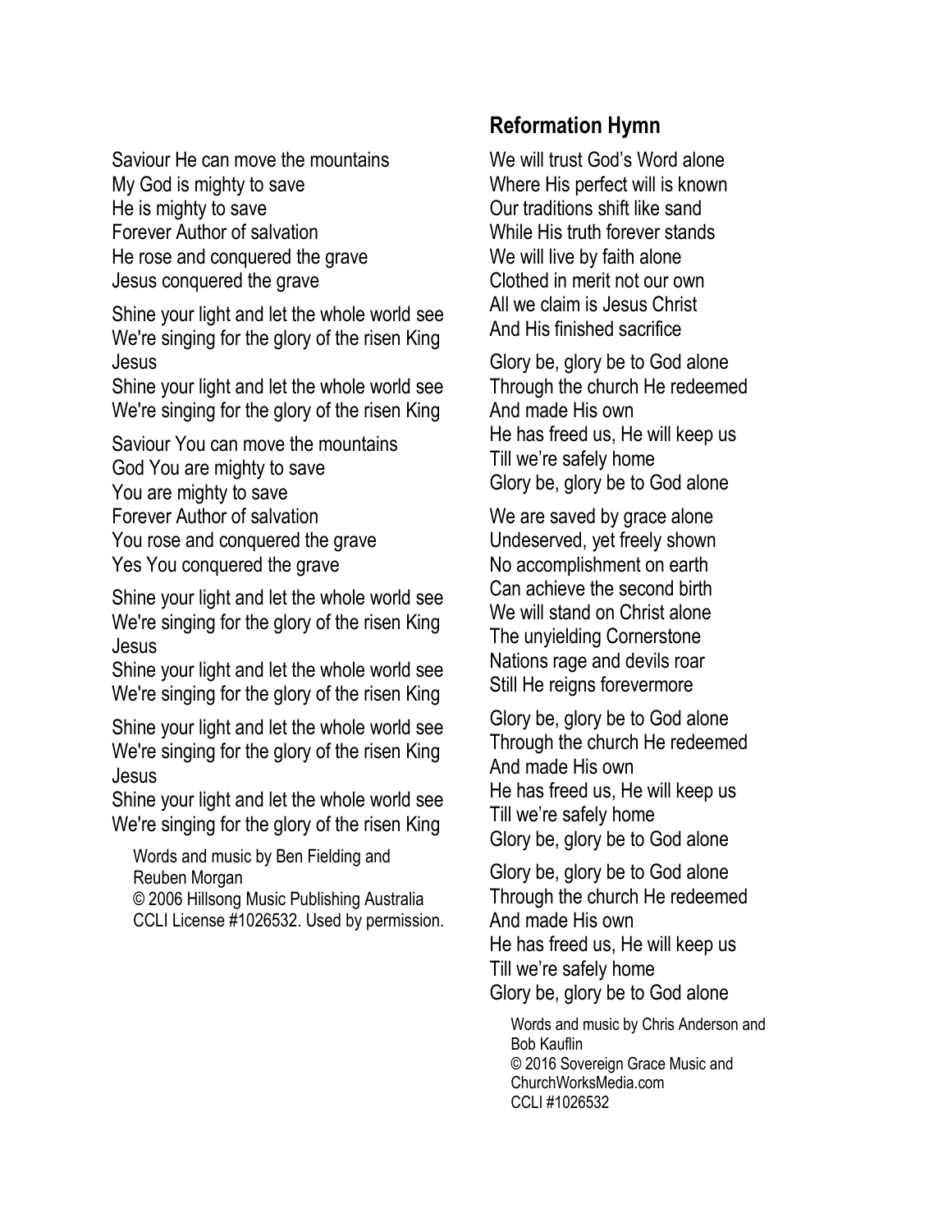Saviour He can move the mountains
My God is mighty to save
He is mighty to save
Forever Author of salvation
He rose and conquered the grave
Jesus conquered the grave

Shine your light and let the whole world see
We're singing for the glory of the risen King
Jesus
Shine your light and let the whole world see
We're singing for the glory of the risen King

Saviour You can move the mountains
God You are mighty to save
You are mighty to save
Forever Author of salvation
You rose and conquered the grave
Yes You conquered the grave

Shine your light and let the whole world see
We're singing for the glory of the risen King
Jesus
Shine your light and let the whole world see
We're singing for the glory of the risen King

Shine your light and let the whole world see
We're singing for the glory of the risen King
Jesus
Shine your light and let the whole world see
We're singing for the glory of the risen King

Words and music by Ben Fielding and Reuben Morgan
© 2006 Hillsong Music Publishing Australia
CCLI License #1026532. Used by permission.

## Reformation Hymn

We will trust God's Word alone
Where His perfect will is known
Our traditions shift like sand
While His truth forever stands
We will live by faith alone
Clothed in merit not our own
All we claim is Jesus Christ
And His finished sacrifice

Glory be, glory be to God alone
Through the church He redeemed
And made His own
He has freed us, He will keep us
Till we're safely home
Glory be, glory be to God alone

We are saved by grace alone
Undeserved, yet freely shown
No accomplishment on earth
Can achieve the second birth
We will stand on Christ alone
The unyielding Cornerstone
Nations rage and devils roar
Still He reigns forevermore

Glory be, glory be to God alone
Through the church He redeemed
And made His own
He has freed us, He will keep us
Till we're safely home
Glory be, glory be to God alone

Glory be, glory be to God alone
Through the church He redeemed
And made His own
He has freed us, He will keep us
Till we're safely home
Glory be, glory be to God alone

Words and music by Chris Anderson and Bob Kauflin
© 2016 Sovereign Grace Music and ChurchWorksMedia.com
CCLI #1026532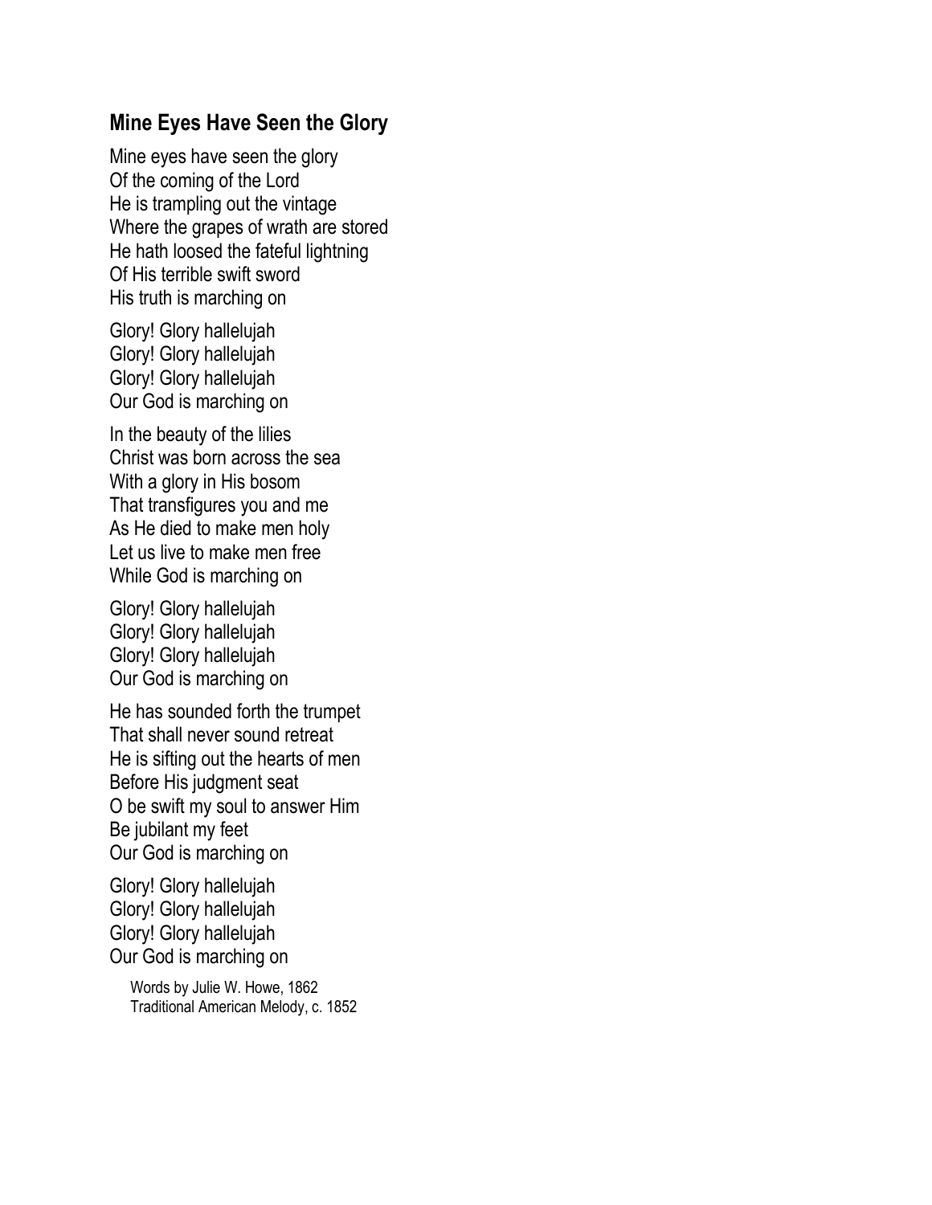## Mine Eyes Have Seen the Glory

Mine eyes have seen the glory
Of the coming of the Lord
He is trampling out the vintage
Where the grapes of wrath are stored
He hath loosed the fateful lightning
Of His terrible swift sword
His truth is marching on

Glory! Glory hallelujah
Glory! Glory hallelujah
Glory! Glory hallelujah
Our God is marching on

In the beauty of the lilies
Christ was born across the sea
With a glory in His bosom
That transfigures you and me
As He died to make men holy
Let us live to make men free
While God is marching on

Glory! Glory hallelujah
Glory! Glory hallelujah
Glory! Glory hallelujah
Our God is marching on

He has sounded forth the trumpet
That shall never sound retreat
He is sifting out the hearts of men
Before His judgment seat
O be swift my soul to answer Him
Be jubilant my feet
Our God is marching on

Glory! Glory hallelujah
Glory! Glory hallelujah
Glory! Glory hallelujah
Our God is marching on

Words by Julie W. Howe, 1862
Traditional American Melody, c. 1852